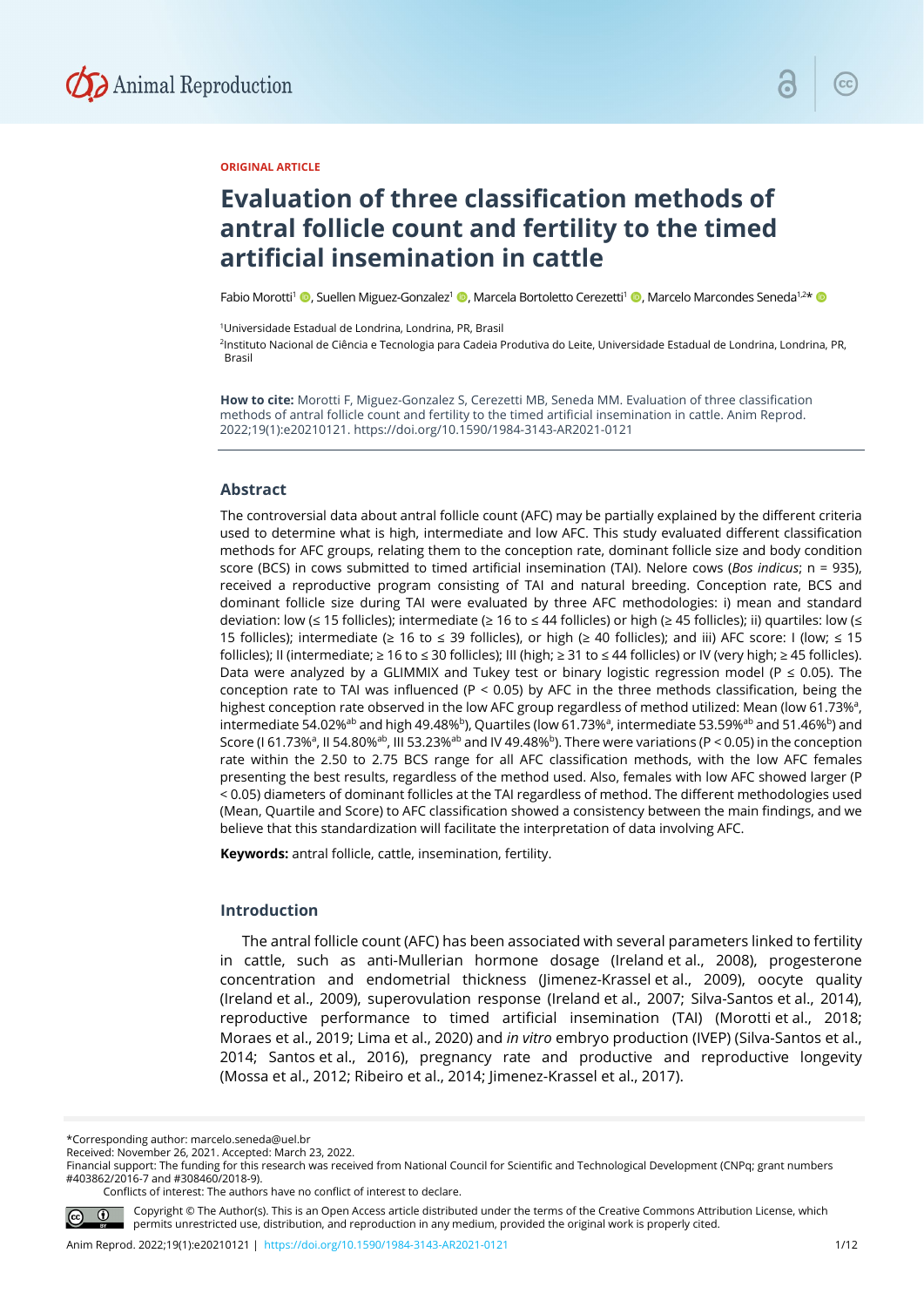ORIGINAL ARTICLE

# Evaluation of three classification methods of antral follicle count and fertility to the timed artificial insemination in cattle

Fabio Morotti[1], Suellen Miguez-Gonzalez[1], Marcela Bortoletto Cerezetti[1], Marcelo Marcondes Seneda[1,2]*

[1]Universidade Estadual de Londrina, Londrina, PR, Brasil

[2]Instituto Nacional de Ciência e Tecnologia para Cadeia Produtiva do Leite, Universidade Estadual de Londrina, Londrina, PR, Brasil

**How to cite:** Morotti F, Miguez-Gonzalez S, Cerezetti MB, Seneda MM. Evaluation of three classification methods of antral follicle count and fertility to the timed artificial insemination in cattle. Anim Reprod. 2022;19(1):e20210121. https://doi.org/10.1590/1984-3143-AR2021-0121

## Abstract

The controversial data about antral follicle count (AFC) may be partially explained by the different criteria used to determine what is high, intermediate and low AFC. This study evaluated different classification methods for AFC groups, relating them to the conception rate, dominant follicle size and body condition score (BCS) in cows submitted to timed artificial insemination (TAI). Nelore cows (*Bos indicus*; n = 935), received a reproductive program consisting of TAI and natural breeding. Conception rate, BCS and dominant follicle size during TAI were evaluated by three AFC methodologies: i) mean and standard deviation: low (≤ 15 follicles); intermediate (≥ 16 to ≤ 44 follicles) or high (≥ 45 follicles); ii) quartiles: low (≤ 15 follicles); intermediate (≥ 16 to ≤ 39 follicles), or high (≥ 40 follicles); and iii) AFC score: I (low; ≤ 15 follicles); II (intermediate; ≥ 16 to ≤ 30 follicles); III (high; ≥ 31 to ≤ 44 follicles) or IV (very high; ≥ 45 follicles). Data were analyzed by a GLIMMIX and Tukey test or binary logistic regression model ($P \leq 0.05$). The conception rate to TAI was influenced ($P < 0.05$) by AFC in the three methods classification, being the highest conception rate observed in the low AFC group regardless of method utilized: Mean (low 61.73%[a], intermediate 54.02%[ab] and high 49.48%[b]), Quartiles (low 61.73%[a], intermediate 53.59%[ab] and 51.46%[b]) and Score (I 61.73%[a], II 54.80%[ab], III 53.23%[ab] and IV 49.48%[b]). There were variations ($P < 0.05$) in the conception rate within the 2.50 to 2.75 BCS range for all AFC classification methods, with the low AFC females presenting the best results, regardless of the method used. Also, females with low AFC showed larger ($P < 0.05$) diameters of dominant follicles at the TAI regardless of method. The different methodologies used (Mean, Quartile and Score) to AFC classification showed a consistency between the main findings, and we believe that this standardization will facilitate the interpretation of data involving AFC.

**Keywords:** antral follicle, cattle, insemination, fertility.

## Introduction

The antral follicle count (AFC) has been associated with several parameters linked to fertility in cattle, such as anti-Mullerian hormone dosage (Ireland et al., 2008), progesterone concentration and endometrial thickness (Jimenez-Krassel et al., 2009), oocyte quality (Ireland et al., 2009), superovulation response (Ireland et al., 2007; Silva-Santos et al., 2014), reproductive performance to timed artificial insemination (TAI) (Morotti et al., 2018; Moraes et al., 2019; Lima et al., 2020) and *in vitro* embryo production (IVEP) (Silva-Santos et al., 2014; Santos et al., 2016), pregnancy rate and productive and reproductive longevity (Mossa et al., 2012; Ribeiro et al., 2014; Jimenez-Krassel et al., 2017).

*Corresponding author: marcelo.seneda@uel.br
Received: November 26, 2021. Accepted: March 23, 2022.
Financial support: The funding for this research was received from National Council for Scientific and Technological Development (CNPq; grant numbers #403862/2016-7 and #308460/2018-9).
Conflicts of interest: The authors have no conflict of interest to declare.

Copyright © The Author(s). This is an Open Access article distributed under the terms of the Creative Commons Attribution License, which permits unrestricted use, distribution, and reproduction in any medium, provided the original work is properly cited.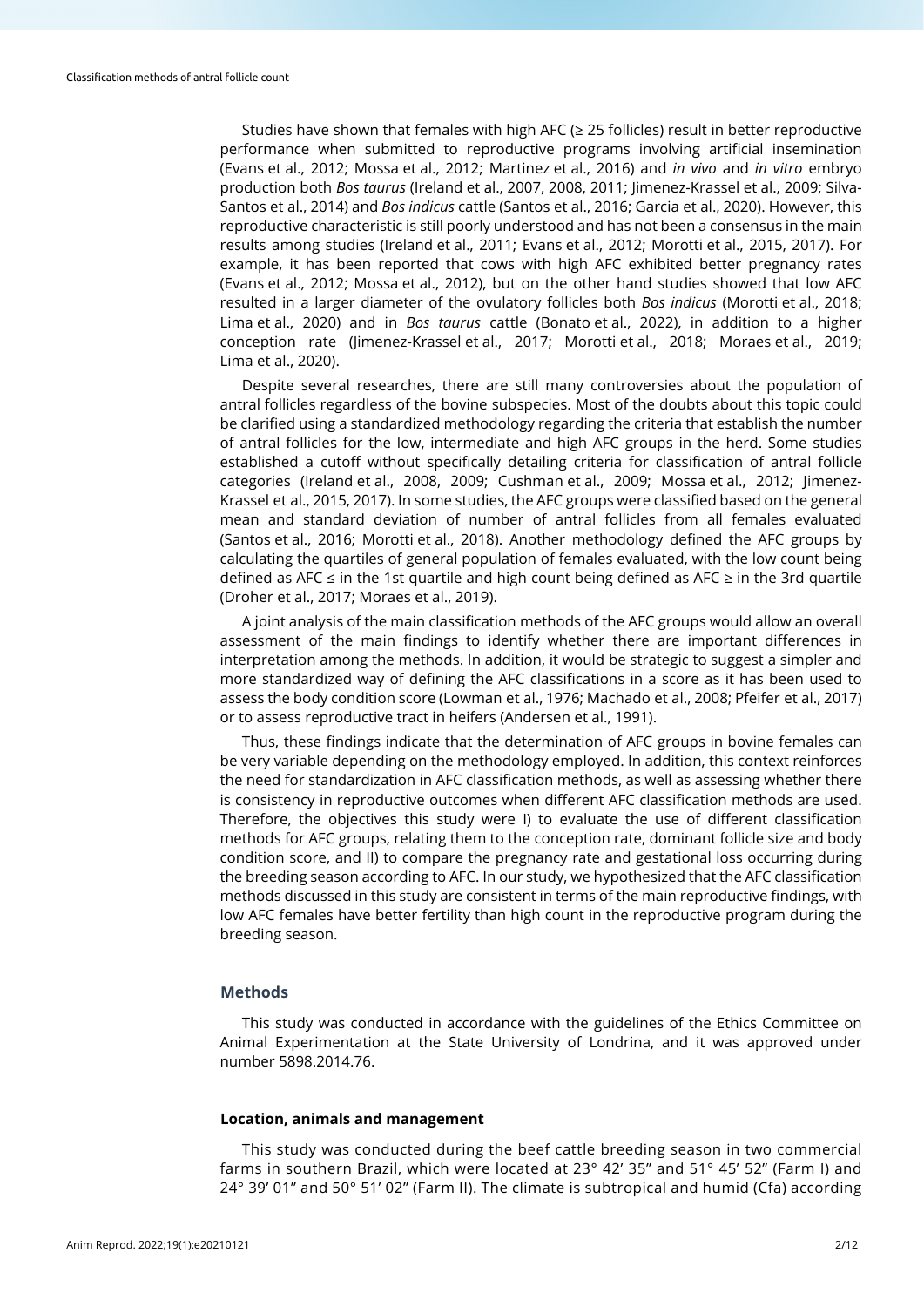Studies have shown that females with high AFC (≥ 25 follicles) result in better reproductive performance when submitted to reproductive programs involving artificial insemination (Evans et al., 2012; Mossa et al., 2012; Martinez et al., 2016) and *in vivo* and *in vitro* embryo production both *Bos taurus* (Ireland et al., 2007, 2008, 2011; Jimenez-Krassel et al., 2009; Silva-Santos et al., 2014) and *Bos indicus* cattle (Santos et al., 2016; Garcia et al., 2020). However, this reproductive characteristic is still poorly understood and has not been a consensus in the main results among studies (Ireland et al., 2011; Evans et al., 2012; Morotti et al., 2015, 2017). For example, it has been reported that cows with high AFC exhibited better pregnancy rates (Evans et al., 2012; Mossa et al., 2012), but on the other hand studies showed that low AFC resulted in a larger diameter of the ovulatory follicles both *Bos indicus* (Morotti et al., 2018; Lima et al., 2020) and in *Bos taurus* cattle (Bonato et al., 2022), in addition to a higher conception rate (Jimenez-Krassel et al., 2017; Morotti et al., 2018; Moraes et al., 2019; Lima et al., 2020).

Despite several researches, there are still many controversies about the population of antral follicles regardless of the bovine subspecies. Most of the doubts about this topic could be clarified using a standardized methodology regarding the criteria that establish the number of antral follicles for the low, intermediate and high AFC groups in the herd. Some studies established a cutoff without specifically detailing criteria for classification of antral follicle categories (Ireland et al., 2008, 2009; Cushman et al., 2009; Mossa et al., 2012; Jimenez-Krassel et al., 2015, 2017). In some studies, the AFC groups were classified based on the general mean and standard deviation of number of antral follicles from all females evaluated (Santos et al., 2016; Morotti et al., 2018). Another methodology defined the AFC groups by calculating the quartiles of general population of females evaluated, with the low count being defined as AFC ≤ in the 1st quartile and high count being defined as AFC ≥ in the 3rd quartile (Droher et al., 2017; Moraes et al., 2019).

A joint analysis of the main classification methods of the AFC groups would allow an overall assessment of the main findings to identify whether there are important differences in interpretation among the methods. In addition, it would be strategic to suggest a simpler and more standardized way of defining the AFC classifications in a score as it has been used to assess the body condition score (Lowman et al., 1976; Machado et al., 2008; Pfeifer et al., 2017) or to assess reproductive tract in heifers (Andersen et al., 1991).

Thus, these findings indicate that the determination of AFC groups in bovine females can be very variable depending on the methodology employed. In addition, this context reinforces the need for standardization in AFC classification methods, as well as assessing whether there is consistency in reproductive outcomes when different AFC classification methods are used. Therefore, the objectives this study were I) to evaluate the use of different classification methods for AFC groups, relating them to the conception rate, dominant follicle size and body condition score, and II) to compare the pregnancy rate and gestational loss occurring during the breeding season according to AFC. In our study, we hypothesized that the AFC classification methods discussed in this study are consistent in terms of the main reproductive findings, with low AFC females have better fertility than high count in the reproductive program during the breeding season.

## Methods

This study was conducted in accordance with the guidelines of the Ethics Committee on Animal Experimentation at the State University of Londrina, and it was approved under number 5898.2014.76.

### Location, animals and management

This study was conducted during the beef cattle breeding season in two commercial farms in southern Brazil, which were located at 23° 42' 35" and 51° 45' 52" (Farm I) and 24° 39' 01" and 50° 51' 02" (Farm II). The climate is subtropical and humid (Cfa) according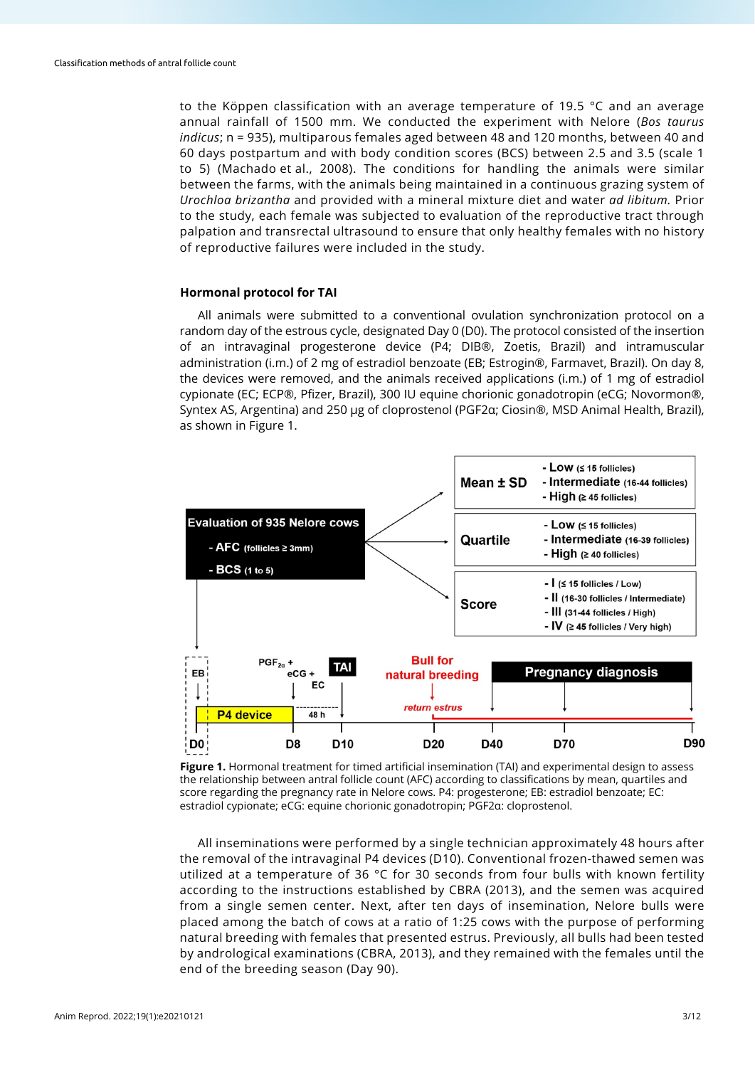to the Köppen classification with an average temperature of 19.5 °C and an average annual rainfall of 1500 mm. We conducted the experiment with Nelore (*Bos taurus indicus*; n = 935), multiparous females aged between 48 and 120 months, between 40 and 60 days postpartum and with body condition scores (BCS) between 2.5 and 3.5 (scale 1 to 5) (Machado et al., 2008). The conditions for handling the animals were similar between the farms, with the animals being maintained in a continuous grazing system of *Urochloa brizantha* and provided with a mineral mixture diet and water *ad libitum.* Prior to the study, each female was subjected to evaluation of the reproductive tract through palpation and transrectal ultrasound to ensure that only healthy females with no history of reproductive failures were included in the study.

### Hormonal protocol for TAI

All animals were submitted to a conventional ovulation synchronization protocol on a random day of the estrous cycle, designated Day 0 (D0). The protocol consisted of the insertion of an intravaginal progesterone device (P4; DIB®, Zoetis, Brazil) and intramuscular administration (i.m.) of 2 mg of estradiol benzoate (EB; Estrogin®, Farmavet, Brazil). On day 8, the devices were removed, and the animals received applications (i.m.) of 1 mg of estradiol cypionate (EC; ECP®, Pfizer, Brazil), 300 IU equine chorionic gonadotropin (eCG; Novormon®, Syntex AS, Argentina) and 250 µg of cloprostenol (PGF2α; Ciosin®, MSD Animal Health, Brazil), as shown in Figure 1.

**Figure 1.** Hormonal treatment for timed artificial insemination (TAI) and experimental design to assess the relationship between antral follicle count (AFC) according to classifications by mean, quartiles and score regarding the pregnancy rate in Nelore cows. P4: progesterone; EB: estradiol benzoate; EC: estradiol cypionate; eCG: equine chorionic gonadotropin; PGF2α: cloprostenol.

All inseminations were performed by a single technician approximately 48 hours after the removal of the intravaginal P4 devices (D10). Conventional frozen-thawed semen was utilized at a temperature of 36 °C for 30 seconds from four bulls with known fertility according to the instructions established by CBRA (2013), and the semen was acquired from a single semen center. Next, after ten days of insemination, Nelore bulls were placed among the batch of cows at a ratio of 1:25 cows with the purpose of performing natural breeding with females that presented estrus. Previously, all bulls had been tested by andrological examinations (CBRA, 2013), and they remained with the females until the end of the breeding season (Day 90).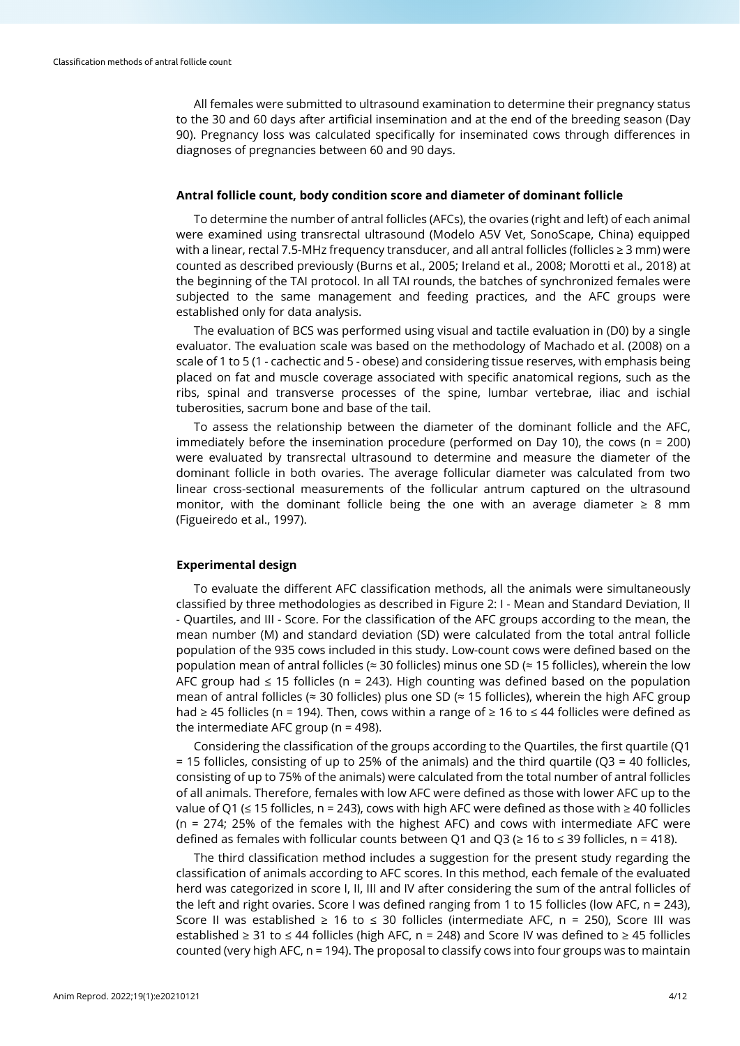All females were submitted to ultrasound examination to determine their pregnancy status to the 30 and 60 days after artificial insemination and at the end of the breeding season (Day 90). Pregnancy loss was calculated specifically for inseminated cows through differences in diagnoses of pregnancies between 60 and 90 days.

### Antral follicle count, body condition score and diameter of dominant follicle

To determine the number of antral follicles (AFCs), the ovaries (right and left) of each animal were examined using transrectal ultrasound (Modelo A5V Vet, SonoScape, China) equipped with a linear, rectal 7.5-MHz frequency transducer, and all antral follicles (follicles ≥ 3 mm) were counted as described previously (Burns et al., 2005; Ireland et al., 2008; Morotti et al., 2018) at the beginning of the TAI protocol. In all TAI rounds, the batches of synchronized females were subjected to the same management and feeding practices, and the AFC groups were established only for data analysis.

The evaluation of BCS was performed using visual and tactile evaluation in (D0) by a single evaluator. The evaluation scale was based on the methodology of Machado et al. (2008) on a scale of 1 to 5 (1 - cachectic and 5 - obese) and considering tissue reserves, with emphasis being placed on fat and muscle coverage associated with specific anatomical regions, such as the ribs, spinal and transverse processes of the spine, lumbar vertebrae, iliac and ischial tuberosities, sacrum bone and base of the tail.

To assess the relationship between the diameter of the dominant follicle and the AFC, immediately before the insemination procedure (performed on Day 10), the cows (n = 200) were evaluated by transrectal ultrasound to determine and measure the diameter of the dominant follicle in both ovaries. The average follicular diameter was calculated from two linear cross-sectional measurements of the follicular antrum captured on the ultrasound monitor, with the dominant follicle being the one with an average diameter ≥ 8 mm (Figueiredo et al., 1997).

### Experimental design

To evaluate the different AFC classification methods, all the animals were simultaneously classified by three methodologies as described in Figure 2: I - Mean and Standard Deviation, II - Quartiles, and III - Score. For the classification of the AFC groups according to the mean, the mean number (M) and standard deviation (SD) were calculated from the total antral follicle population of the 935 cows included in this study. Low-count cows were defined based on the population mean of antral follicles (≈ 30 follicles) minus one SD (≈ 15 follicles), wherein the low AFC group had ≤ 15 follicles (n = 243). High counting was defined based on the population mean of antral follicles (≈ 30 follicles) plus one SD (≈ 15 follicles), wherein the high AFC group had ≥ 45 follicles (n = 194). Then, cows within a range of ≥ 16 to ≤ 44 follicles were defined as the intermediate AFC group (n = 498).

Considering the classification of the groups according to the Quartiles, the first quartile (Q1 = 15 follicles, consisting of up to 25% of the animals) and the third quartile (Q3 = 40 follicles, consisting of up to 75% of the animals) were calculated from the total number of antral follicles of all animals. Therefore, females with low AFC were defined as those with lower AFC up to the value of Q1 (≤ 15 follicles, n = 243), cows with high AFC were defined as those with ≥ 40 follicles (n = 274; 25% of the females with the highest AFC) and cows with intermediate AFC were defined as females with follicular counts between Q1 and Q3 (≥ 16 to ≤ 39 follicles, n = 418).

The third classification method includes a suggestion for the present study regarding the classification of animals according to AFC scores. In this method, each female of the evaluated herd was categorized in score I, II, III and IV after considering the sum of the antral follicles of the left and right ovaries. Score I was defined ranging from 1 to 15 follicles (low AFC, n = 243), Score II was established ≥ 16 to ≤ 30 follicles (intermediate AFC, n = 250), Score III was established ≥ 31 to ≤ 44 follicles (high AFC, n = 248) and Score IV was defined to ≥ 45 follicles counted (very high AFC, n = 194). The proposal to classify cows into four groups was to maintain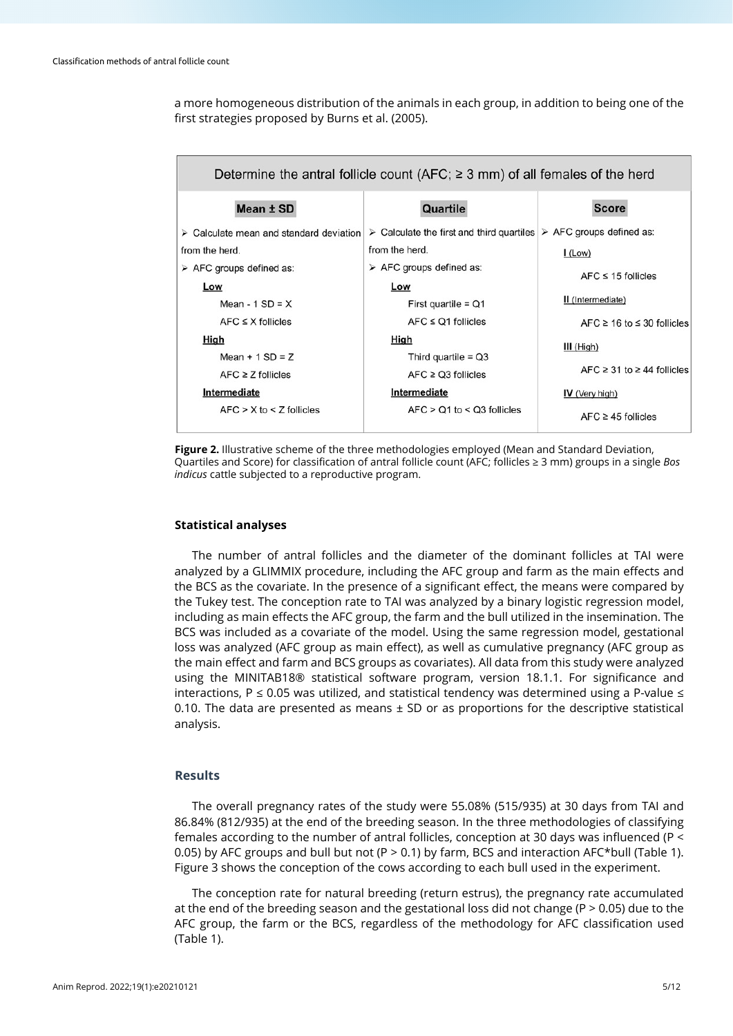a more homogeneous distribution of the animals in each group, in addition to being one of the first strategies proposed by Burns et al. (2005).

Determine the antral follicle count (AFC; ≥ 3 mm) of all females of the herd

| Mean ± SD | Quartile | Score |
|---|---|---|
| ➢ Calculate mean and standard deviation from the herd. | ➢ Calculate the first and third quartiles from the herd. | ➢ AFC groups defined as: |
| ➢ AFC groups defined as: | ➢ AFC groups defined as: | **I** (Low) |
| **Low** | **Low** | AFC ≤ 15 follicles |
| Mean - 1 SD = X | First quartile = Q1 | **II** (Intermediate) |
| AFC ≤ X follicles | AFC ≤ Q1 follicles | AFC ≥ 16 to ≤ 30 follicles |
| **High** | **High** | **III** (High) |
| Mean + 1 SD = Z | Third quartile = Q3 | AFC ≥ 31 to ≥ 44 follicles |
| AFC ≥ Z follicles | AFC ≥ Q3 follicles | **IV** (Very high) |
| **Intermediate** | **Intermediate** | AFC ≥ 45 follicles |
| AFC > X to < Z follicles | AFC > Q1 to < Q3 follicles | |

**Figure 2.** Illustrative scheme of the three methodologies employed (Mean and Standard Deviation, Quartiles and Score) for classification of antral follicle count (AFC; follicles ≥ 3 mm) groups in a single *Bos indicus* cattle subjected to a reproductive program.

### Statistical analyses

The number of antral follicles and the diameter of the dominant follicles at TAI were analyzed by a GLIMMIX procedure, including the AFC group and farm as the main effects and the BCS as the covariate. In the presence of a significant effect, the means were compared by the Tukey test. The conception rate to TAI was analyzed by a binary logistic regression model, including as main effects the AFC group, the farm and the bull utilized in the insemination. The BCS was included as a covariate of the model. Using the same regression model, gestational loss was analyzed (AFC group as main effect), as well as cumulative pregnancy (AFC group as the main effect and farm and BCS groups as covariates). All data from this study were analyzed using the MINITAB18® statistical software program, version 18.1.1. For significance and interactions, $P \leq 0.05$ was utilized, and statistical tendency was determined using a P-value $\leq 0.10$. The data are presented as means ± SD or as proportions for the descriptive statistical analysis.

## Results

The overall pregnancy rates of the study were 55.08% (515/935) at 30 days from TAI and 86.84% (812/935) at the end of the breeding season. In the three methodologies of classifying females according to the number of antral follicles, conception at 30 days was influenced ($P < 0.05$) by AFC groups and bull but not ($P > 0.1$) by farm, BCS and interaction AFC*bull (Table 1). Figure 3 shows the conception of the cows according to each bull used in the experiment.

The conception rate for natural breeding (return estrus), the pregnancy rate accumulated at the end of the breeding season and the gestational loss did not change ($P > 0.05$) due to the AFC group, the farm or the BCS, regardless of the methodology for AFC classification used (Table 1).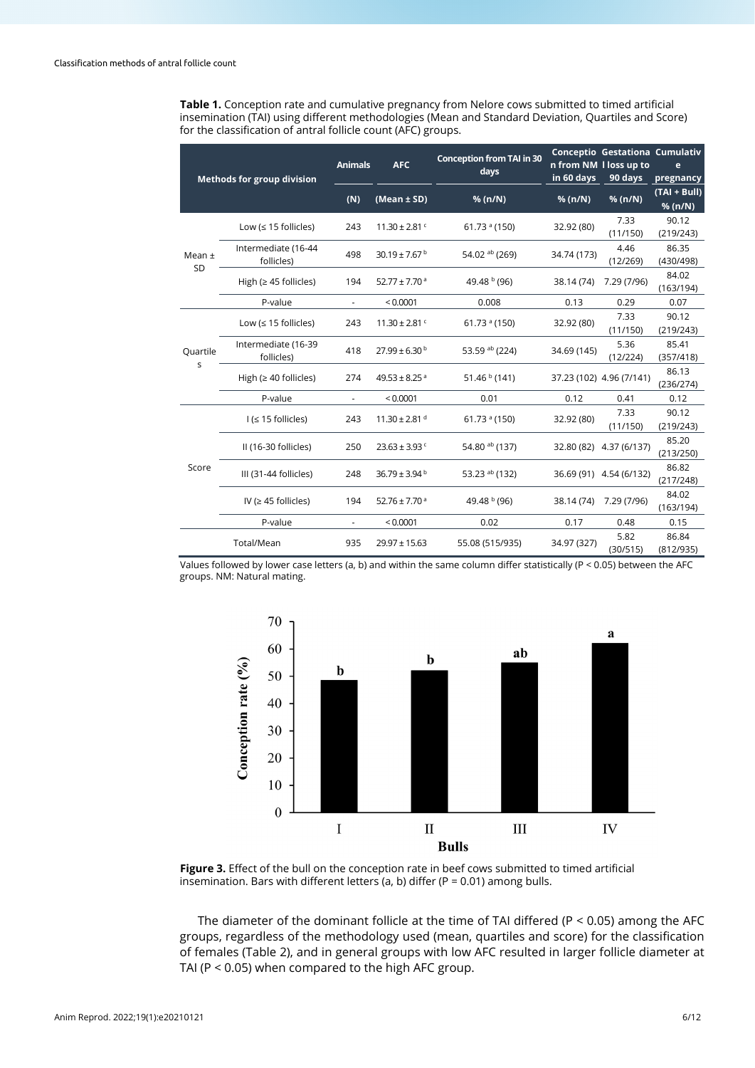**Table 1.** Conception rate and cumulative pregnancy from Nelore cows submitted to timed artificial insemination (TAI) using different methodologies (Mean and Standard Deviation, Quartiles and Score) for the classification of antral follicle count (AFC) groups.

| Methods for group division | | Animals | AFC | Conception from TAI in 30 days | Conception from NM in 60 days | Gestational loss up to 90 days | Cumulative pregnancy |
|---|---|---|---|---|---|---|---|
| | | (N) | (Mean ± SD) | % (n/N) | % (n/N) | % (n/N) | (TAI + Bull) % (n/N) |
| Mean ± SD | Low (≤ 15 follicles) | 243 | 11.30 ± 2.81 [c] | 61.73 [a] (150) | 32.92 (80) | 7.33 (11/150) | 90.12 (219/243) |
| | Intermediate (16-44 follicles) | 498 | 30.19 ± 7.67 [b] | 54.02 [ab] (269) | 34.74 (173) | 4.46 (12/269) | 86.35 (430/498) |
| | High (≥ 45 follicles) | 194 | 52.77 ± 7.70 [a] | 49.48 [b] (96) | 38.14 (74) | 7.29 (7/96) | 84.02 (163/194) |
| | P-value | - | < 0.0001 | 0.008 | 0.13 | 0.29 | 0.07 |
| Quartiles | Low (≤ 15 follicles) | 243 | 11.30 ± 2.81 [c] | 61.73 [a] (150) | 32.92 (80) | 7.33 (11/150) | 90.12 (219/243) |
| | Intermediate (16-39 follicles) | 418 | 27.99 ± 6.30 [b] | 53.59 [ab] (224) | 34.69 (145) | 5.36 (12/224) | 85.41 (357/418) |
| | High (≥ 40 follicles) | 274 | 49.53 ± 8.25 [a] | 51.46 [b] (141) | 37.23 (102) | 4.96 (7/141) | 86.13 (236/274) |
| | P-value | - | < 0.0001 | 0.01 | 0.12 | 0.41 | 0.12 |
| Score | I (≤ 15 follicles) | 243 | 11.30 ± 2.81 [d] | 61.73 [a] (150) | 32.92 (80) | 7.33 (11/150) | 90.12 (219/243) |
| | II (16-30 follicles) | 250 | 23.63 ± 3.93 [c] | 54.80 [ab] (137) | 32.80 (82) | 4.37 (6/137) | 85.20 (213/250) |
| | III (31-44 follicles) | 248 | 36.79 ± 3.94 [b] | 53.23 [ab] (132) | 36.69 (91) | 4.54 (6/132) | 86.82 (217/248) |
| | IV (≥ 45 follicles) | 194 | 52.76 ± 7.70 [a] | 49.48 [b] (96) | 38.14 (74) | 7.29 (7/96) | 84.02 (163/194) |
| | P-value | - | < 0.0001 | 0.02 | 0.17 | 0.48 | 0.15 |
| Total/Mean | | 935 | 29.97 ± 15.63 | 55.08 (515/935) | 34.97 (327) | 5.82 (30/515) | 86.84 (812/935) |

Values followed by lower case letters (a, b) and within the same column differ statistically (P < 0.05) between the AFC groups. NM: Natural mating.

**Figure 3.** Effect of the bull on the conception rate in beef cows submitted to timed artificial insemination. Bars with different letters (a, b) differ (P = 0.01) among bulls.

The diameter of the dominant follicle at the time of TAI differed (P < 0.05) among the AFC groups, regardless of the methodology used (mean, quartiles and score) for the classification of females (Table 2), and in general groups with low AFC resulted in larger follicle diameter at TAI (P < 0.05) when compared to the high AFC group.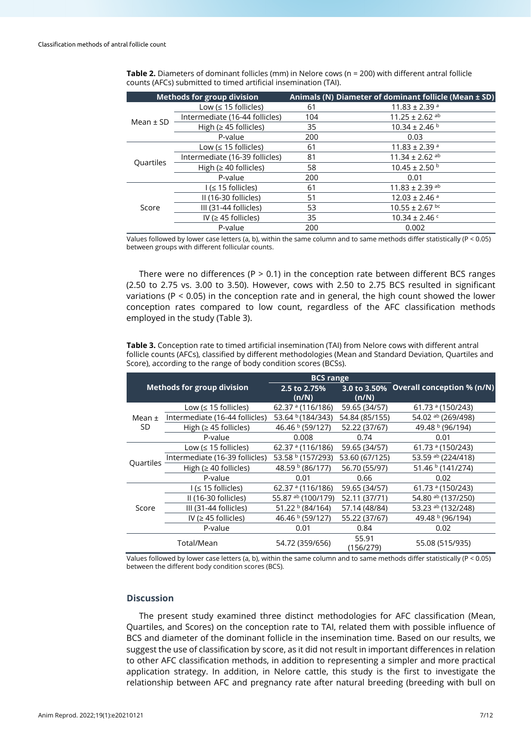**Table 2.** Diameters of dominant follicles (mm) in Nelore cows (n = 200) with different antral follicle counts (AFCs) submitted to timed artificial insemination (TAI).

| Methods for group division | | Animals (N) | Diameter of dominant follicle (Mean ± SD) |
|---|---|---|---|
| Mean ± SD | Low (≤ 15 follicles) | 61 | 11.83 ± 2.39 $^{a}$ |
| | Intermediate (16-44 follicles) | 104 | 11.25 ± 2.62 $^{ab}$ |
| | High (≥ 45 follicles) | 35 | 10.34 ± 2.46 $^{b}$ |
| | P-value | 200 | 0.03 |
| Quartiles | Low (≤ 15 follicles) | 61 | 11.83 ± 2.39 $^{a}$ |
| | Intermediate (16-39 follicles) | 81 | 11.34 ± 2.62 $^{ab}$ |
| | High (≥ 40 follicles) | 58 | 10.45 ± 2.50 $^{b}$ |
| | P-value | 200 | 0.01 |
| Score | I (≤ 15 follicles) | 61 | 11.83 ± 2.39 $^{ab}$ |
| | II (16-30 follicles) | 51 | 12.03 ± 2.46 $^{a}$ |
| | III (31-44 follicles) | 53 | 10.55 ± 2.67 $^{bc}$ |
| | IV (≥ 45 follicles) | 35 | 10.34 ± 2.46 $^{c}$ |
| | P-value | 200 | 0.002 |

Values followed by lower case letters (a, b), within the same column and to same methods differ statistically (P < 0.05) between groups with different follicular counts.

There were no differences (P > 0.1) in the conception rate between different BCS ranges (2.50 to 2.75 vs. 3.00 to 3.50). However, cows with 2.50 to 2.75 BCS resulted in significant variations (P < 0.05) in the conception rate and in general, the high count showed the lower conception rates compared to low count, regardless of the AFC classification methods employed in the study (Table 3).

**Table 3.** Conception rate to timed artificial insemination (TAI) from Nelore cows with different antral follicle counts (AFCs), classified by different methodologies (Mean and Standard Deviation, Quartiles and Score), according to the range of body condition scores (BCSs).

| Methods for group division | | BCS range | | Overall conception % (n/N) |
|---|---|---|---|---|
| | | 2.5 to 2.75% (n/N) | 3.0 to 3.50% (n/N) | |
| Mean ± SD | Low (≤ 15 follicles) | 62.37 $^{a}$ (116/186) | 59.65 (34/57) | 61.73 $^{a}$ (150/243) |
| | Intermediate (16-44 follicles) | 53.64 $^{b}$ (184/343) | 54.84 (85/155) | 54.02 $^{ab}$ (269/498) |
| | High (≥ 45 follicles) | 46.46 $^{b}$ (59/127) | 52.22 (37/67) | 49.48 $^{b}$ (96/194) |
| | P-value | 0.008 | 0.74 | 0.01 |
| Quartiles | Low (≤ 15 follicles) | 62.37 $^{a}$ (116/186) | 59.65 (34/57) | 61.73 $^{a}$ (150/243) |
| | Intermediate (16-39 follicles) | 53.58 $^{b}$ (157/293) | 53.60 (67/125) | 53.59 $^{ab}$ (224/418) |
| | High (≥ 40 follicles) | 48.59 $^{b}$ (86/177) | 56.70 (55/97) | 51.46 $^{b}$ (141/274) |
| | P-value | 0.01 | 0.66 | 0.02 |
| Score | I (≤ 15 follicles) | 62.37 $^{a}$ (116/186) | 59.65 (34/57) | 61.73 $^{a}$ (150/243) |
| | II (16-30 follicles) | 55.87 $^{ab}$ (100/179) | 52.11 (37/71) | 54.80 $^{ab}$ (137/250) |
| | III (31-44 follicles) | 51.22 $^{b}$ (84/164) | 57.14 (48/84) | 53.23 $^{ab}$ (132/248) |
| | IV (≥ 45 follicles) | 46.46 $^{b}$ (59/127) | 55.22 (37/67) | 49.48 $^{b}$ (96/194) |
| | P-value | 0.01 | 0.84 | 0.02 |
| Total/Mean | | 54.72 (359/656) | 55.91 (156/279) | 55.08 (515/935) |

Values followed by lower case letters (a, b), within the same column and to same methods differ statistically (P < 0.05) between the different body condition scores (BCS).

## Discussion

The present study examined three distinct methodologies for AFC classification (Mean, Quartiles, and Scores) on the conception rate to TAI, related them with possible influence of BCS and diameter of the dominant follicle in the insemination time. Based on our results, we suggest the use of classification by score, as it did not result in important differences in relation to other AFC classification methods, in addition to representing a simpler and more practical application strategy. In addition, in Nelore cattle, this study is the first to investigate the relationship between AFC and pregnancy rate after natural breeding (breeding with bull on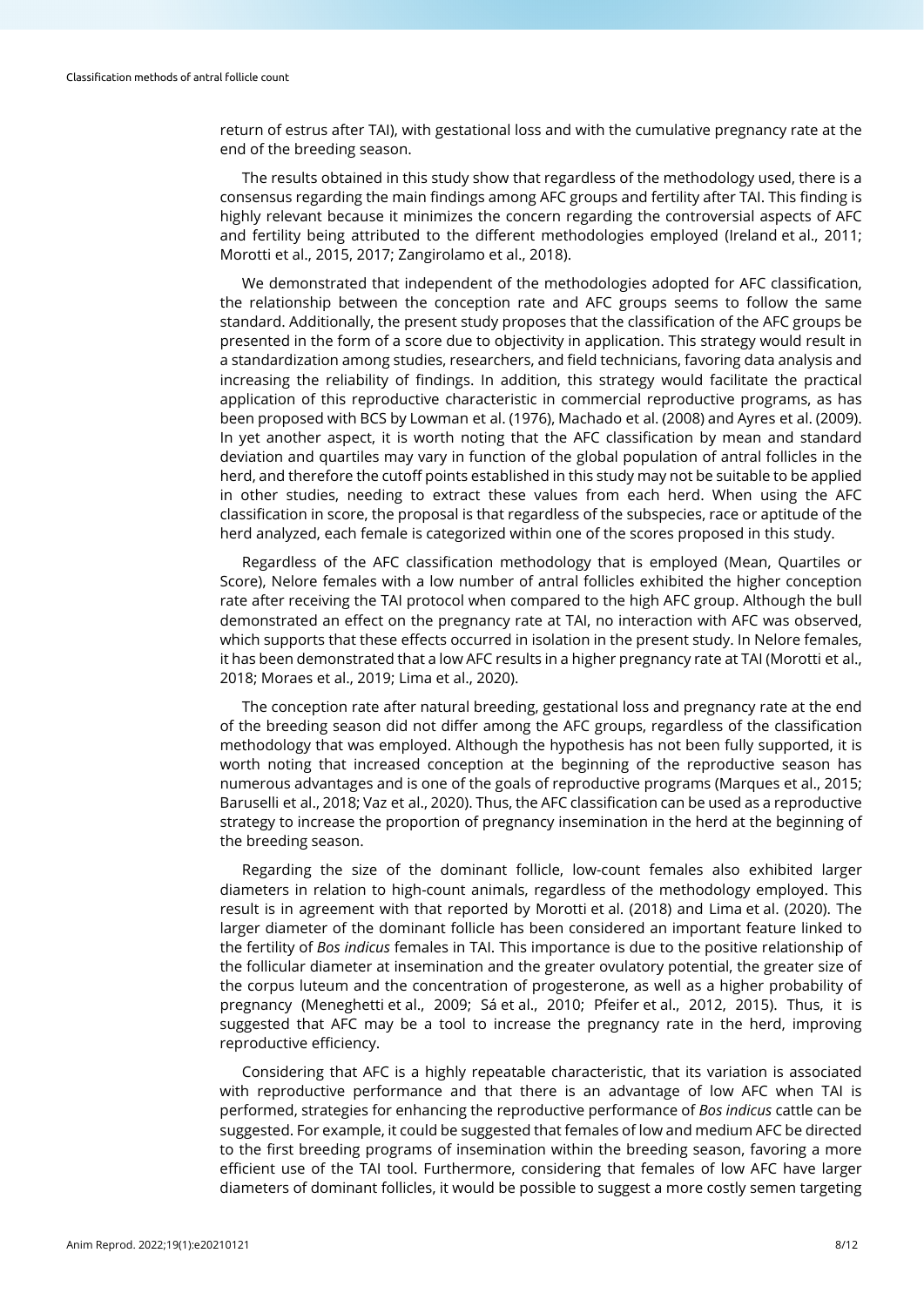return of estrus after TAI), with gestational loss and with the cumulative pregnancy rate at the end of the breeding season.

The results obtained in this study show that regardless of the methodology used, there is a consensus regarding the main findings among AFC groups and fertility after TAI. This finding is highly relevant because it minimizes the concern regarding the controversial aspects of AFC and fertility being attributed to the different methodologies employed (Ireland et al., 2011; Morotti et al., 2015, 2017; Zangirolamo et al., 2018).

We demonstrated that independent of the methodologies adopted for AFC classification, the relationship between the conception rate and AFC groups seems to follow the same standard. Additionally, the present study proposes that the classification of the AFC groups be presented in the form of a score due to objectivity in application. This strategy would result in a standardization among studies, researchers, and field technicians, favoring data analysis and increasing the reliability of findings. In addition, this strategy would facilitate the practical application of this reproductive characteristic in commercial reproductive programs, as has been proposed with BCS by Lowman et al. (1976), Machado et al. (2008) and Ayres et al. (2009). In yet another aspect, it is worth noting that the AFC classification by mean and standard deviation and quartiles may vary in function of the global population of antral follicles in the herd, and therefore the cutoff points established in this study may not be suitable to be applied in other studies, needing to extract these values from each herd. When using the AFC classification in score, the proposal is that regardless of the subspecies, race or aptitude of the herd analyzed, each female is categorized within one of the scores proposed in this study.

Regardless of the AFC classification methodology that is employed (Mean, Quartiles or Score), Nelore females with a low number of antral follicles exhibited the higher conception rate after receiving the TAI protocol when compared to the high AFC group. Although the bull demonstrated an effect on the pregnancy rate at TAI, no interaction with AFC was observed, which supports that these effects occurred in isolation in the present study. In Nelore females, it has been demonstrated that a low AFC results in a higher pregnancy rate at TAI (Morotti et al., 2018; Moraes et al., 2019; Lima et al., 2020).

The conception rate after natural breeding, gestational loss and pregnancy rate at the end of the breeding season did not differ among the AFC groups, regardless of the classification methodology that was employed. Although the hypothesis has not been fully supported, it is worth noting that increased conception at the beginning of the reproductive season has numerous advantages and is one of the goals of reproductive programs (Marques et al., 2015; Baruselli et al., 2018; Vaz et al., 2020). Thus, the AFC classification can be used as a reproductive strategy to increase the proportion of pregnancy insemination in the herd at the beginning of the breeding season.

Regarding the size of the dominant follicle, low-count females also exhibited larger diameters in relation to high-count animals, regardless of the methodology employed. This result is in agreement with that reported by Morotti et al. (2018) and Lima et al. (2020). The larger diameter of the dominant follicle has been considered an important feature linked to the fertility of *Bos indicus* females in TAI. This importance is due to the positive relationship of the follicular diameter at insemination and the greater ovulatory potential, the greater size of the corpus luteum and the concentration of progesterone, as well as a higher probability of pregnancy (Meneghetti et al., 2009; Sá et al., 2010; Pfeifer et al., 2012, 2015). Thus, it is suggested that AFC may be a tool to increase the pregnancy rate in the herd, improving reproductive efficiency.

Considering that AFC is a highly repeatable characteristic, that its variation is associated with reproductive performance and that there is an advantage of low AFC when TAI is performed, strategies for enhancing the reproductive performance of *Bos indicus* cattle can be suggested. For example, it could be suggested that females of low and medium AFC be directed to the first breeding programs of insemination within the breeding season, favoring a more efficient use of the TAI tool. Furthermore, considering that females of low AFC have larger diameters of dominant follicles, it would be possible to suggest a more costly semen targeting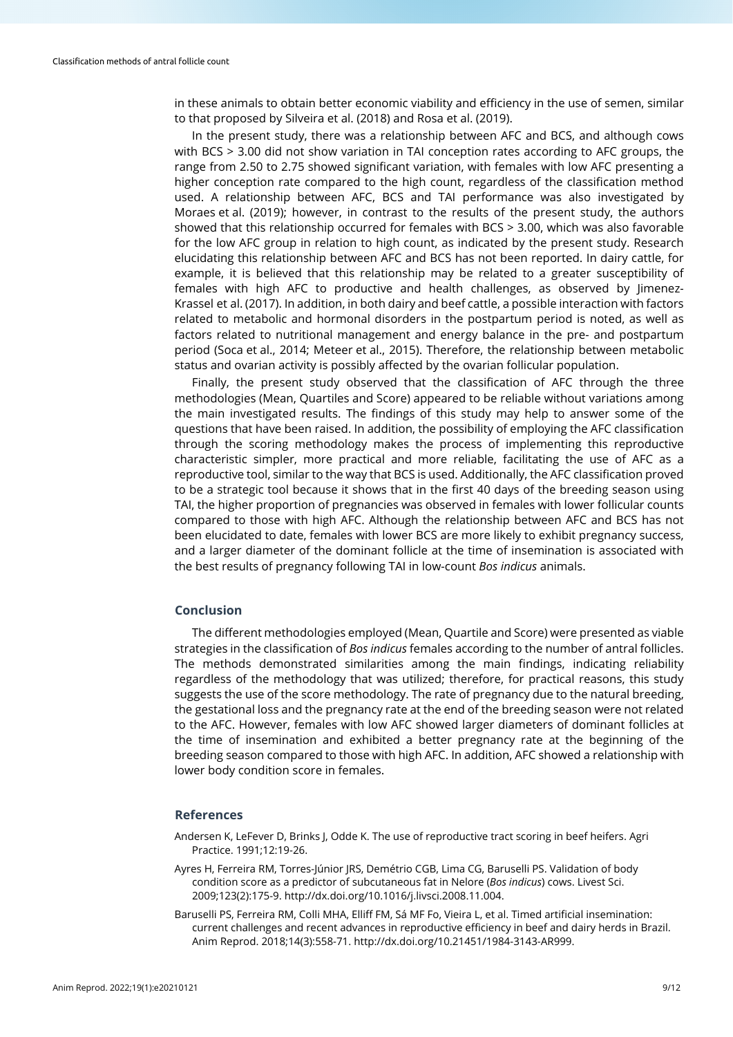in these animals to obtain better economic viability and efficiency in the use of semen, similar to that proposed by Silveira et al. (2018) and Rosa et al. (2019).

In the present study, there was a relationship between AFC and BCS, and although cows with BCS > 3.00 did not show variation in TAI conception rates according to AFC groups, the range from 2.50 to 2.75 showed significant variation, with females with low AFC presenting a higher conception rate compared to the high count, regardless of the classification method used. A relationship between AFC, BCS and TAI performance was also investigated by Moraes et al. (2019); however, in contrast to the results of the present study, the authors showed that this relationship occurred for females with BCS > 3.00, which was also favorable for the low AFC group in relation to high count, as indicated by the present study. Research elucidating this relationship between AFC and BCS has not been reported. In dairy cattle, for example, it is believed that this relationship may be related to a greater susceptibility of females with high AFC to productive and health challenges, as observed by Jimenez-Krassel et al. (2017). In addition, in both dairy and beef cattle, a possible interaction with factors related to metabolic and hormonal disorders in the postpartum period is noted, as well as factors related to nutritional management and energy balance in the pre- and postpartum period (Soca et al., 2014; Meteer et al., 2015). Therefore, the relationship between metabolic status and ovarian activity is possibly affected by the ovarian follicular population.

Finally, the present study observed that the classification of AFC through the three methodologies (Mean, Quartiles and Score) appeared to be reliable without variations among the main investigated results. The findings of this study may help to answer some of the questions that have been raised. In addition, the possibility of employing the AFC classification through the scoring methodology makes the process of implementing this reproductive characteristic simpler, more practical and more reliable, facilitating the use of AFC as a reproductive tool, similar to the way that BCS is used. Additionally, the AFC classification proved to be a strategic tool because it shows that in the first 40 days of the breeding season using TAI, the higher proportion of pregnancies was observed in females with lower follicular counts compared to those with high AFC. Although the relationship between AFC and BCS has not been elucidated to date, females with lower BCS are more likely to exhibit pregnancy success, and a larger diameter of the dominant follicle at the time of insemination is associated with the best results of pregnancy following TAI in low-count *Bos indicus* animals.

## Conclusion

The different methodologies employed (Mean, Quartile and Score) were presented as viable strategies in the classification of *Bos indicus* females according to the number of antral follicles. The methods demonstrated similarities among the main findings, indicating reliability regardless of the methodology that was utilized; therefore, for practical reasons, this study suggests the use of the score methodology. The rate of pregnancy due to the natural breeding, the gestational loss and the pregnancy rate at the end of the breeding season were not related to the AFC. However, females with low AFC showed larger diameters of dominant follicles at the time of insemination and exhibited a better pregnancy rate at the beginning of the breeding season compared to those with high AFC. In addition, AFC showed a relationship with lower body condition score in females.

## References

Andersen K, LeFever D, Brinks J, Odde K. The use of reproductive tract scoring in beef heifers. Agri Practice. 1991;12:19-26.

Ayres H, Ferreira RM, Torres-Júnior JRS, Demétrio CGB, Lima CG, Baruselli PS. Validation of body condition score as a predictor of subcutaneous fat in Nelore (*Bos indicus*) cows. Livest Sci. 2009;123(2):175-9. http://dx.doi.org/10.1016/j.livsci.2008.11.004.

Baruselli PS, Ferreira RM, Colli MHA, Elliff FM, Sá MF Fo, Vieira L, et al. Timed artificial insemination: current challenges and recent advances in reproductive efficiency in beef and dairy herds in Brazil. Anim Reprod. 2018;14(3):558-71. http://dx.doi.org/10.21451/1984-3143-AR999.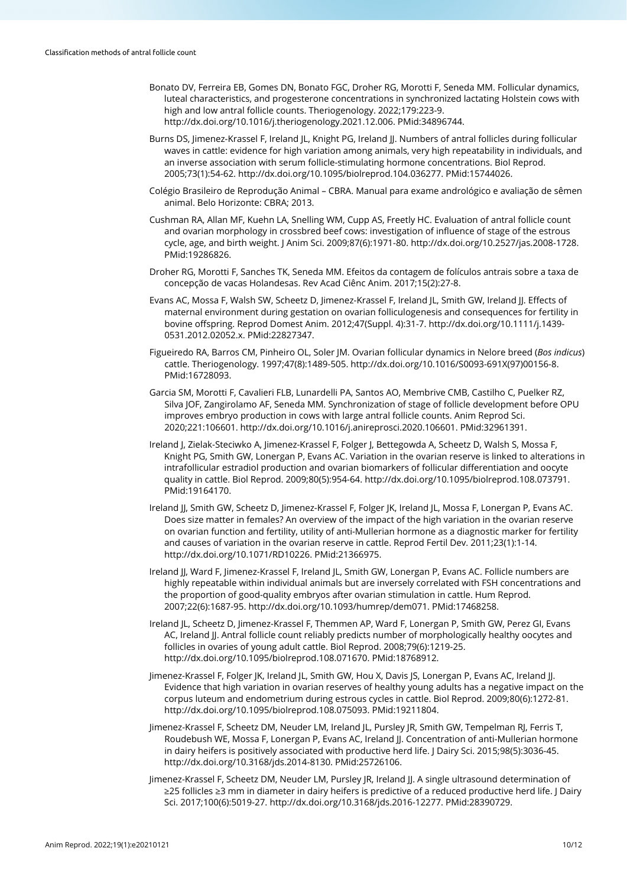Bonato DV, Ferreira EB, Gomes DN, Bonato FGC, Droher RG, Morotti F, Seneda MM. Follicular dynamics, luteal characteristics, and progesterone concentrations in synchronized lactating Holstein cows with high and low antral follicle counts. Theriogenology. 2022;179:223-9. http://dx.doi.org/10.1016/j.theriogenology.2021.12.006. PMid:34896744.

Burns DS, Jimenez-Krassel F, Ireland JL, Knight PG, Ireland JJ. Numbers of antral follicles during follicular waves in cattle: evidence for high variation among animals, very high repeatability in individuals, and an inverse association with serum follicle-stimulating hormone concentrations. Biol Reprod. 2005;73(1):54-62. http://dx.doi.org/10.1095/biolreprod.104.036277. PMid:15744026.

Colégio Brasileiro de Reprodução Animal – CBRA. Manual para exame andrológico e avaliação de sêmen animal. Belo Horizonte: CBRA; 2013.

Cushman RA, Allan MF, Kuehn LA, Snelling WM, Cupp AS, Freetly HC. Evaluation of antral follicle count and ovarian morphology in crossbred beef cows: investigation of influence of stage of the estrous cycle, age, and birth weight. J Anim Sci. 2009;87(6):1971-80. http://dx.doi.org/10.2527/jas.2008-1728. PMid:19286826.

Droher RG, Morotti F, Sanches TK, Seneda MM. Efeitos da contagem de folículos antrais sobre a taxa de concepção de vacas Holandesas. Rev Acad Ciênc Anim. 2017;15(2):27-8.

Evans AC, Mossa F, Walsh SW, Scheetz D, Jimenez-Krassel F, Ireland JL, Smith GW, Ireland JJ. Effects of maternal environment during gestation on ovarian folliculogenesis and consequences for fertility in bovine offspring. Reprod Domest Anim. 2012;47(Suppl. 4):31-7. http://dx.doi.org/10.1111/j.1439-0531.2012.02052.x. PMid:22827347.

Figueiredo RA, Barros CM, Pinheiro OL, Soler JM. Ovarian follicular dynamics in Nelore breed (*Bos indicus*) cattle. Theriogenology. 1997;47(8):1489-505. http://dx.doi.org/10.1016/S0093-691X(97)00156-8. PMid:16728093.

Garcia SM, Morotti F, Cavalieri FLB, Lunardelli PA, Santos AO, Membrive CMB, Castilho C, Puelker RZ, Silva JOF, Zangirolamo AF, Seneda MM. Synchronization of stage of follicle development before OPU improves embryo production in cows with large antral follicle counts. Anim Reprod Sci. 2020;221:106601. http://dx.doi.org/10.1016/j.anireprosci.2020.106601. PMid:32961391.

Ireland J, Zielak-Steciwko A, Jimenez-Krassel F, Folger J, Bettegowda A, Scheetz D, Walsh S, Mossa F, Knight PG, Smith GW, Lonergan P, Evans AC. Variation in the ovarian reserve is linked to alterations in intrafollicular estradiol production and ovarian biomarkers of follicular differentiation and oocyte quality in cattle. Biol Reprod. 2009;80(5):954-64. http://dx.doi.org/10.1095/biolreprod.108.073791. PMid:19164170.

Ireland JJ, Smith GW, Scheetz D, Jimenez-Krassel F, Folger JK, Ireland JL, Mossa F, Lonergan P, Evans AC. Does size matter in females? An overview of the impact of the high variation in the ovarian reserve on ovarian function and fertility, utility of anti-Mullerian hormone as a diagnostic marker for fertility and causes of variation in the ovarian reserve in cattle. Reprod Fertil Dev. 2011;23(1):1-14. http://dx.doi.org/10.1071/RD10226. PMid:21366975.

Ireland JJ, Ward F, Jimenez-Krassel F, Ireland JL, Smith GW, Lonergan P, Evans AC. Follicle numbers are highly repeatable within individual animals but are inversely correlated with FSH concentrations and the proportion of good-quality embryos after ovarian stimulation in cattle. Hum Reprod. 2007;22(6):1687-95. http://dx.doi.org/10.1093/humrep/dem071. PMid:17468258.

Ireland JL, Scheetz D, Jimenez-Krassel F, Themmen AP, Ward F, Lonergan P, Smith GW, Perez GI, Evans AC, Ireland JJ. Antral follicle count reliably predicts number of morphologically healthy oocytes and follicles in ovaries of young adult cattle. Biol Reprod. 2008;79(6):1219-25. http://dx.doi.org/10.1095/biolreprod.108.071670. PMid:18768912.

Jimenez-Krassel F, Folger JK, Ireland JL, Smith GW, Hou X, Davis JS, Lonergan P, Evans AC, Ireland JJ. Evidence that high variation in ovarian reserves of healthy young adults has a negative impact on the corpus luteum and endometrium during estrous cycles in cattle. Biol Reprod. 2009;80(6):1272-81. http://dx.doi.org/10.1095/biolreprod.108.075093. PMid:19211804.

Jimenez-Krassel F, Scheetz DM, Neuder LM, Ireland JL, Pursley JR, Smith GW, Tempelman RJ, Ferris T, Roudebush WE, Mossa F, Lonergan P, Evans AC, Ireland JJ. Concentration of anti-Mullerian hormone in dairy heifers is positively associated with productive herd life. J Dairy Sci. 2015;98(5):3036-45. http://dx.doi.org/10.3168/jds.2014-8130. PMid:25726106.

Jimenez-Krassel F, Scheetz DM, Neuder LM, Pursley JR, Ireland JJ. A single ultrasound determination of ≥25 follicles ≥3 mm in diameter in dairy heifers is predictive of a reduced productive herd life. J Dairy Sci. 2017;100(6):5019-27. http://dx.doi.org/10.3168/jds.2016-12277. PMid:28390729.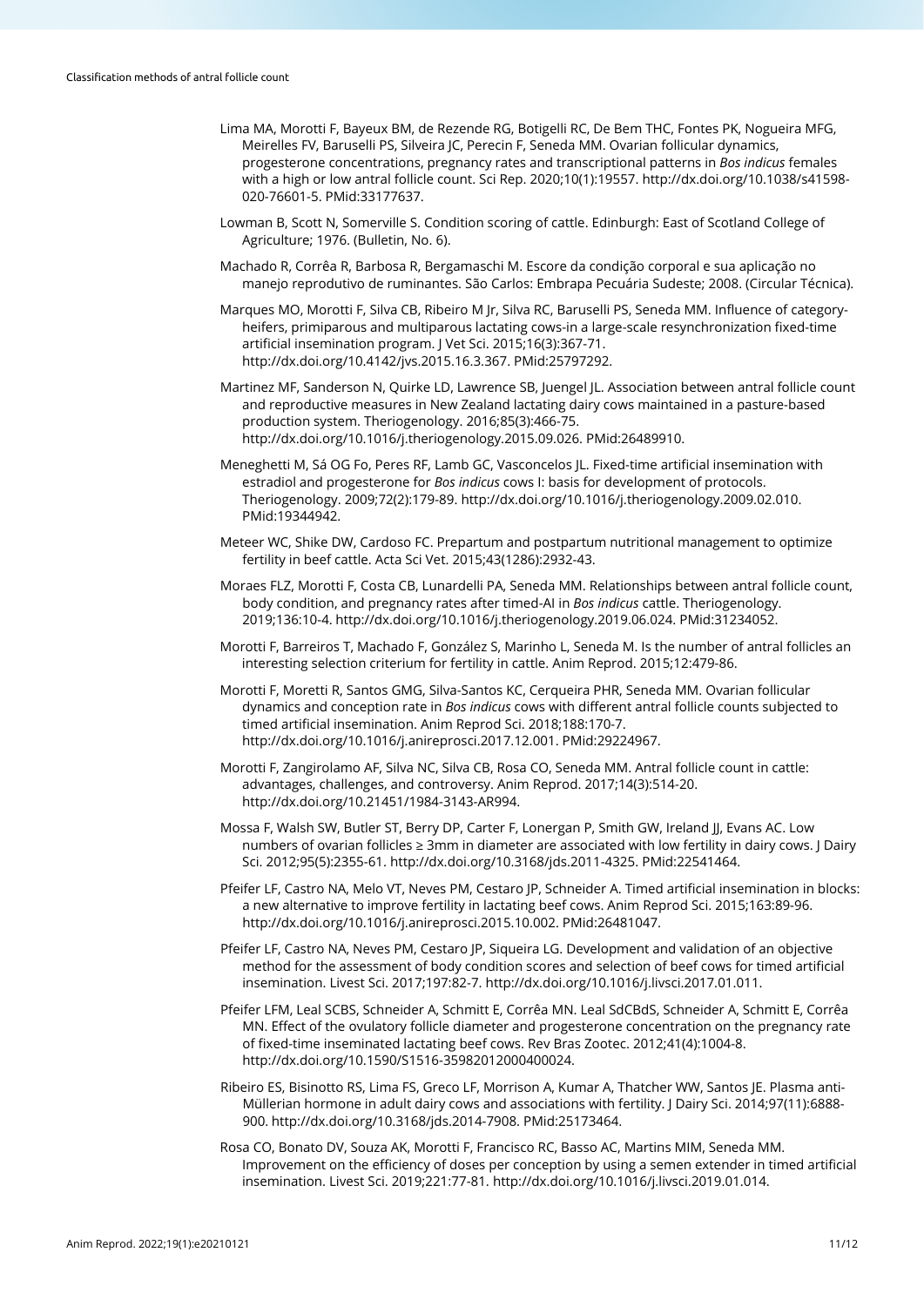Lima MA, Morotti F, Bayeux BM, de Rezende RG, Botigelli RC, De Bem THC, Fontes PK, Nogueira MFG, Meirelles FV, Baruselli PS, Silveira JC, Perecin F, Seneda MM. Ovarian follicular dynamics, progesterone concentrations, pregnancy rates and transcriptional patterns in *Bos indicus* females with a high or low antral follicle count. Sci Rep. 2020;10(1):19557. http://dx.doi.org/10.1038/s41598-020-76601-5. PMid:33177637.

Lowman B, Scott N, Somerville S. Condition scoring of cattle. Edinburgh: East of Scotland College of Agriculture; 1976. (Bulletin, No. 6).

Machado R, Corrêa R, Barbosa R, Bergamaschi M. Escore da condição corporal e sua aplicação no manejo reprodutivo de ruminantes. São Carlos: Embrapa Pecuária Sudeste; 2008. (Circular Técnica).

Marques MO, Morotti F, Silva CB, Ribeiro M Jr, Silva RC, Baruselli PS, Seneda MM. Influence of category-heifers, primiparous and multiparous lactating cows-in a large-scale resynchronization fixed-time artificial insemination program. J Vet Sci. 2015;16(3):367-71. http://dx.doi.org/10.4142/jvs.2015.16.3.367. PMid:25797292.

Martinez MF, Sanderson N, Quirke LD, Lawrence SB, Juengel JL. Association between antral follicle count and reproductive measures in New Zealand lactating dairy cows maintained in a pasture-based production system. Theriogenology. 2016;85(3):466-75. http://dx.doi.org/10.1016/j.theriogenology.2015.09.026. PMid:26489910.

Meneghetti M, Sá OG Fo, Peres RF, Lamb GC, Vasconcelos JL. Fixed-time artificial insemination with estradiol and progesterone for *Bos indicus* cows I: basis for development of protocols. Theriogenology. 2009;72(2):179-89. http://dx.doi.org/10.1016/j.theriogenology.2009.02.010. PMid:19344942.

Meteer WC, Shike DW, Cardoso FC. Prepartum and postpartum nutritional management to optimize fertility in beef cattle. Acta Sci Vet. 2015;43(1286):2932-43.

Moraes FLZ, Morotti F, Costa CB, Lunardelli PA, Seneda MM. Relationships between antral follicle count, body condition, and pregnancy rates after timed-AI in *Bos indicus* cattle. Theriogenology. 2019;136:10-4. http://dx.doi.org/10.1016/j.theriogenology.2019.06.024. PMid:31234052.

Morotti F, Barreiros T, Machado F, González S, Marinho L, Seneda M. Is the number of antral follicles an interesting selection criterium for fertility in cattle. Anim Reprod. 2015;12:479-86.

Morotti F, Moretti R, Santos GMG, Silva-Santos KC, Cerqueira PHR, Seneda MM. Ovarian follicular dynamics and conception rate in *Bos indicus* cows with different antral follicle counts subjected to timed artificial insemination. Anim Reprod Sci. 2018;188:170-7. http://dx.doi.org/10.1016/j.anireprosci.2017.12.001. PMid:29224967.

Morotti F, Zangirolamo AF, Silva NC, Silva CB, Rosa CO, Seneda MM. Antral follicle count in cattle: advantages, challenges, and controversy. Anim Reprod. 2017;14(3):514-20. http://dx.doi.org/10.21451/1984-3143-AR994.

Mossa F, Walsh SW, Butler ST, Berry DP, Carter F, Lonergan P, Smith GW, Ireland JJ, Evans AC. Low numbers of ovarian follicles ≥ 3mm in diameter are associated with low fertility in dairy cows. J Dairy Sci. 2012;95(5):2355-61. http://dx.doi.org/10.3168/jds.2011-4325. PMid:22541464.

Pfeifer LF, Castro NA, Melo VT, Neves PM, Cestaro JP, Schneider A. Timed artificial insemination in blocks: a new alternative to improve fertility in lactating beef cows. Anim Reprod Sci. 2015;163:89-96. http://dx.doi.org/10.1016/j.anireprosci.2015.10.002. PMid:26481047.

Pfeifer LF, Castro NA, Neves PM, Cestaro JP, Siqueira LG. Development and validation of an objective method for the assessment of body condition scores and selection of beef cows for timed artificial insemination. Livest Sci. 2017;197:82-7. http://dx.doi.org/10.1016/j.livsci.2017.01.011.

Pfeifer LFM, Leal SCBS, Schneider A, Schmitt E, Corrêa MN. Leal SdCBdS, Schneider A, Schmitt E, Corrêa MN. Effect of the ovulatory follicle diameter and progesterone concentration on the pregnancy rate of fixed-time inseminated lactating beef cows. Rev Bras Zootec. 2012;41(4):1004-8. http://dx.doi.org/10.1590/S1516-35982012000400024.

Ribeiro ES, Bisinotto RS, Lima FS, Greco LF, Morrison A, Kumar A, Thatcher WW, Santos JE. Plasma anti-Müllerian hormone in adult dairy cows and associations with fertility. J Dairy Sci. 2014;97(11):6888-900. http://dx.doi.org/10.3168/jds.2014-7908. PMid:25173464.

Rosa CO, Bonato DV, Souza AK, Morotti F, Francisco RC, Basso AC, Martins MIM, Seneda MM. Improvement on the efficiency of doses per conception by using a semen extender in timed artificial insemination. Livest Sci. 2019;221:77-81. http://dx.doi.org/10.1016/j.livsci.2019.01.014.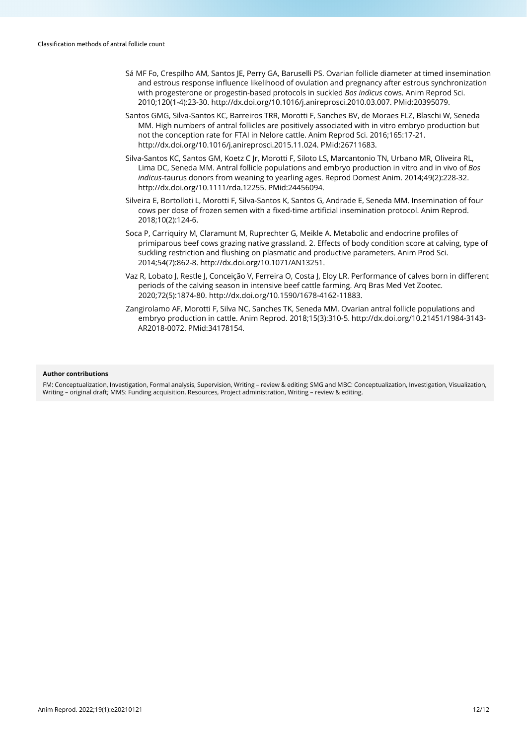Sá MF Fo, Crespilho AM, Santos JE, Perry GA, Baruselli PS. Ovarian follicle diameter at timed insemination and estrous response influence likelihood of ovulation and pregnancy after estrous synchronization with progesterone or progestin-based protocols in suckled *Bos indicus* cows. Anim Reprod Sci. 2010;120(1-4):23-30. http://dx.doi.org/10.1016/j.anireprosci.2010.03.007. PMid:20395079.

Santos GMG, Silva-Santos KC, Barreiros TRR, Morotti F, Sanches BV, de Moraes FLZ, Blaschi W, Seneda MM. High numbers of antral follicles are positively associated with in vitro embryo production but not the conception rate for FTAI in Nelore cattle. Anim Reprod Sci. 2016;165:17-21. http://dx.doi.org/10.1016/j.anireprosci.2015.11.024. PMid:26711683.

Silva-Santos KC, Santos GM, Koetz C Jr, Morotti F, Siloto LS, Marcantonio TN, Urbano MR, Oliveira RL, Lima DC, Seneda MM. Antral follicle populations and embryo production in vitro and in vivo of *Bos indicus*-taurus donors from weaning to yearling ages. Reprod Domest Anim. 2014;49(2):228-32. http://dx.doi.org/10.1111/rda.12255. PMid:24456094.

Silveira E, Bortolloti L, Morotti F, Silva-Santos K, Santos G, Andrade E, Seneda MM. Insemination of four cows per dose of frozen semen with a fixed-time artificial insemination protocol. Anim Reprod. 2018;10(2):124-6.

Soca P, Carriquiry M, Claramunt M, Ruprechter G, Meikle A. Metabolic and endocrine profiles of primiparous beef cows grazing native grassland. 2. Effects of body condition score at calving, type of suckling restriction and flushing on plasmatic and productive parameters. Anim Prod Sci. 2014;54(7):862-8. http://dx.doi.org/10.1071/AN13251.

Vaz R, Lobato J, Restle J, Conceição V, Ferreira O, Costa J, Eloy LR. Performance of calves born in different periods of the calving season in intensive beef cattle farming. Arq Bras Med Vet Zootec. 2020;72(5):1874-80. http://dx.doi.org/10.1590/1678-4162-11883.

Zangirolamo AF, Morotti F, Silva NC, Sanches TK, Seneda MM. Ovarian antral follicle populations and embryo production in cattle. Anim Reprod. 2018;15(3):310-5. http://dx.doi.org/10.21451/1984-3143-AR2018-0072. PMid:34178154.

**Author contributions**

FM: Conceptualization, Investigation, Formal analysis, Supervision, Writing – review & editing; SMG and MBC: Conceptualization, Investigation, Visualization, Writing – original draft; MMS: Funding acquisition, Resources, Project administration, Writing – review & editing.